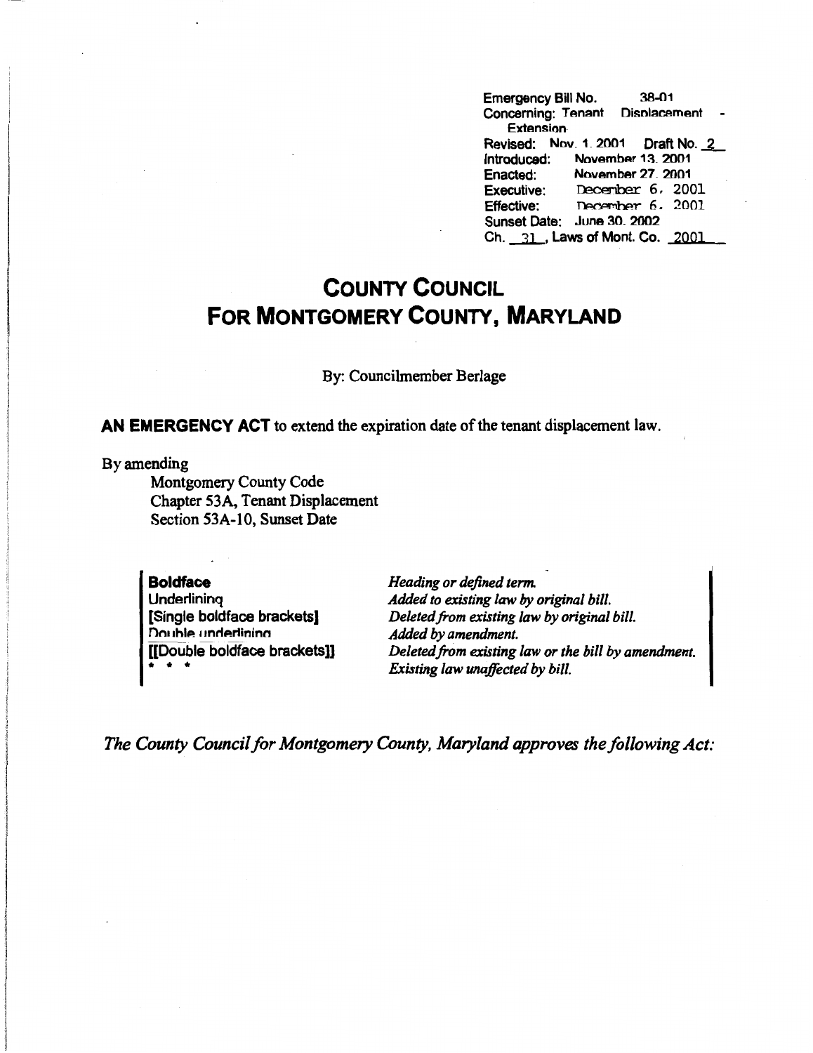Emergency Bill No. 38-01
Concerning: Tenant Displacement - Extension
Revised: Nov. 1, 2001 Draft No. 2
Introduced: November 13, 2001
Enacted: November 27, 2001
Executive: December 6, 2001
Effective: December 6, 2001
Sunset Date: June 30, 2002
Ch. 31, Laws of Mont. Co. 2001

# COUNTY COUNCIL FOR MONTGOMERY COUNTY, MARYLAND

By: Councilmember Berlage

**AN EMERGENCY ACT** to extend the expiration date of the tenant displacement law.

By amending

Montgomery County Code
Chapter 53A, Tenant Displacement
Section 53A-10, Sunset Date

| | |
|---|---|
| **Boldface** | *Heading or defined term.* |
| Underlining | *Added to existing law by original bill.* |
| [Single boldface brackets] | *Deleted from existing law by original bill.* |
| Double underlining | *Added by amendment.* |
| [[Double boldface brackets]] | *Deleted from existing law or the bill by amendment.* |
| * * * | *Existing law unaffected by bill.* |

*The County Council for Montgomery County, Maryland approves the following Act:*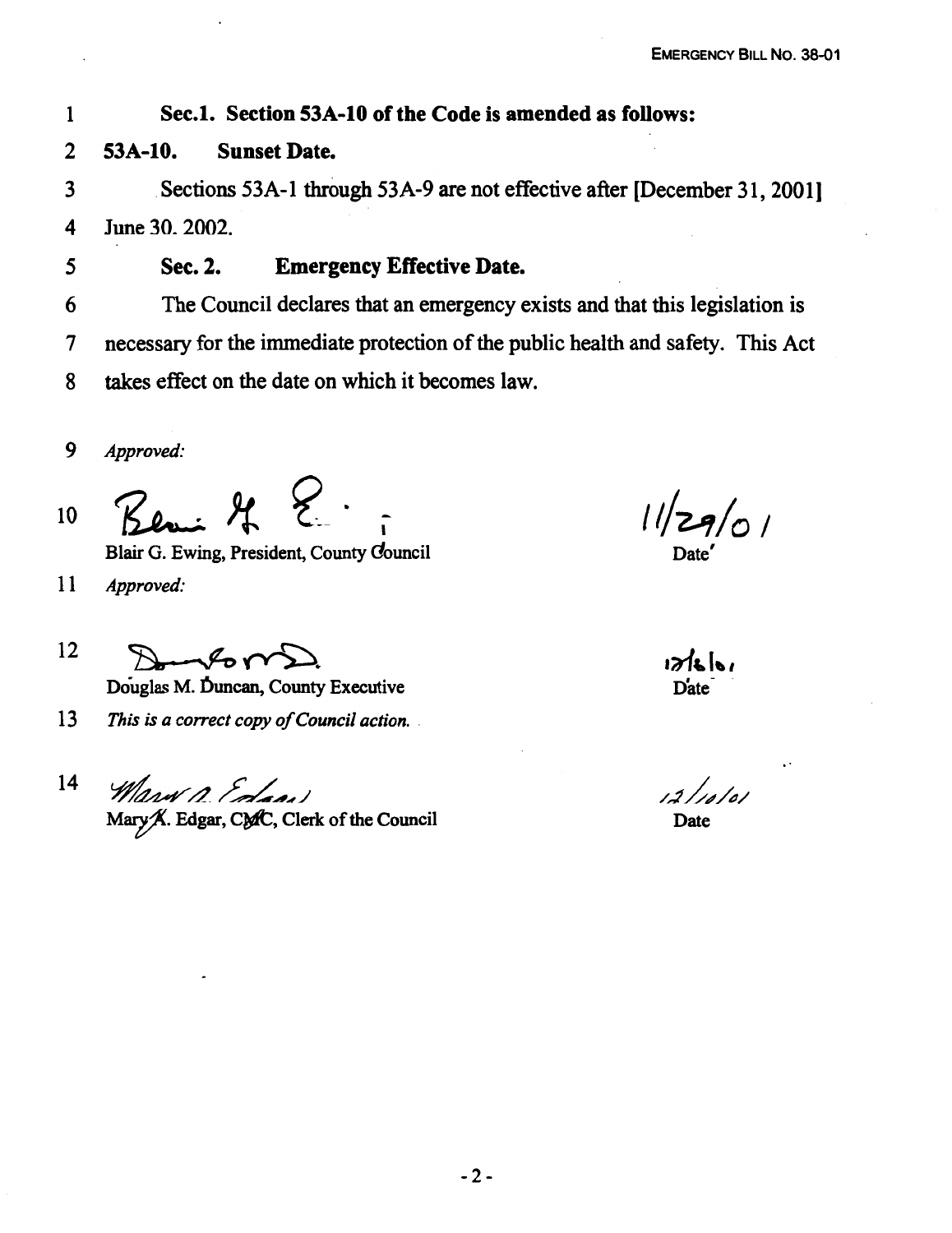**Sec.1. Section 53A-10 of the Code is amended as follows:**

**53A-10. Sunset Date.**

Sections 53A-1 through 53A-9 are not effective after [December 31, 2001] June 30. 2002.

**Sec. 2. Emergency Effective Date.**

The Council declares that an emergency exists and that this legislation is necessary for the immediate protection of the public health and safety. This Act takes effect on the date on which it becomes law.

*Approved:*

Blair G. Ewing, President, County Council — Date: 11/29/01

*Approved:*

Douglas M. Duncan, County Executive — Date: 12/6/01

*This is a correct copy of Council action.*

Mary A. Edgar, CMC, Clerk of the Council — Date: 12/10/01